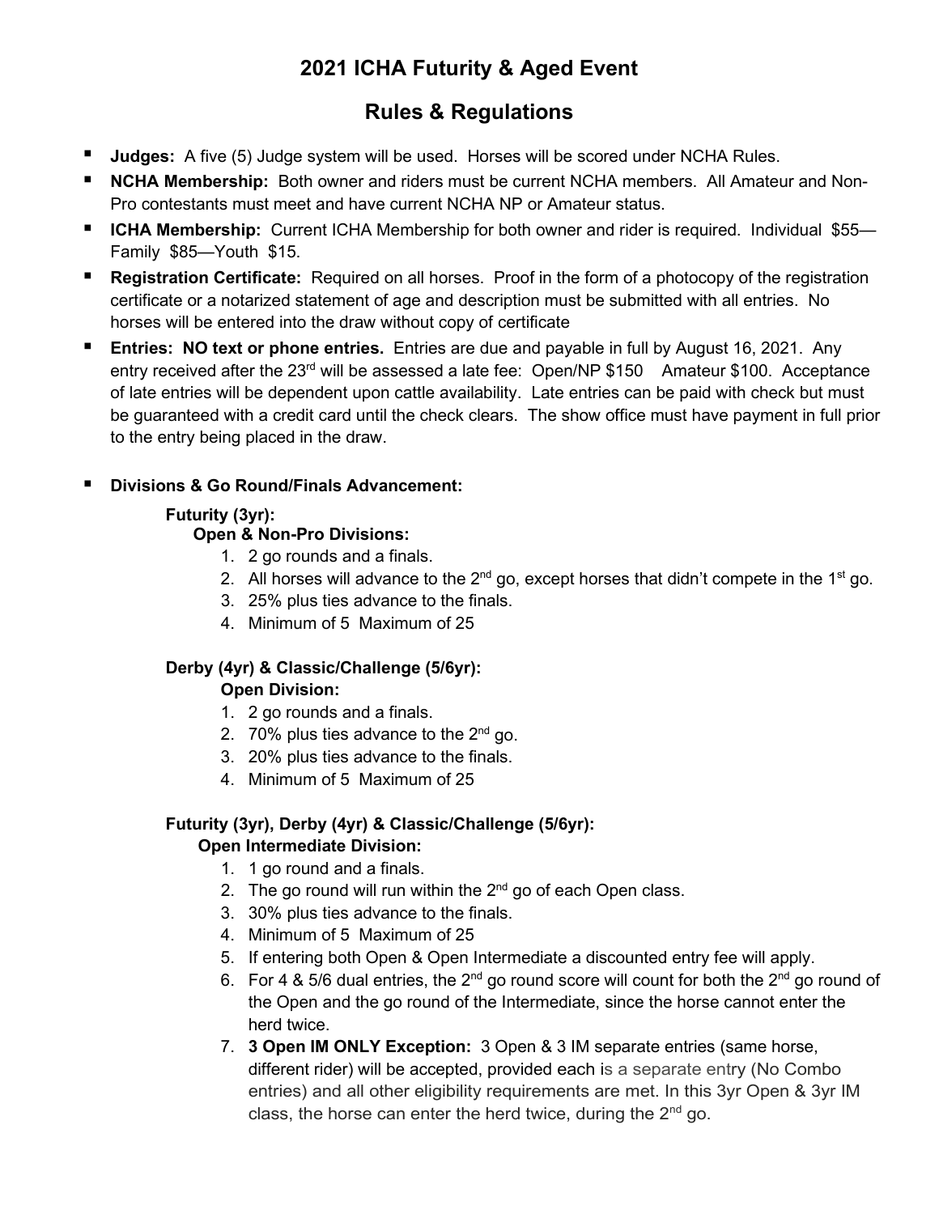# 2021 ICHA Futurity & Aged Event

## Rules & Regulations

- **Judges:** A five (5) Judge system will be used. Horses will be scored under NCHA Rules.
- **NCHA Membership:** Both owner and riders must be current NCHA members. All Amateur and Non-Pro contestants must meet and have current NCHA NP or Amateur status.
- **ICHA Membership:** Current ICHA Membership for both owner and rider is required. Individual $55—Family $85—Youth $15.
- **Registration Certificate:** Required on all horses. Proof in the form of a photocopy of the registration certificate or a notarized statement of age and description must be submitted with all entries. No horses will be entered into the draw without copy of certificate
- **Entries: NO text or phone entries.** Entries are due and payable in full by August 16, 2021. Any entry received after the 23rd will be assessed a late fee: Open/NP $150 Amateur $100. Acceptance of late entries will be dependent upon cattle availability. Late entries can be paid with check but must be guaranteed with a credit card until the check clears. The show office must have payment in full prior to the entry being placed in the draw.

- **Divisions & Go Round/Finals Advancement:**

  **Futurity (3yr):**

  **Open & Non-Pro Divisions:**

  1. 2 go rounds and a finals.
  2. All horses will advance to the 2nd go, except horses that didn't compete in the 1st go.
  3. 25% plus ties advance to the finals.
  4. Minimum of 5 Maximum of 25

  **Derby (4yr) & Classic/Challenge (5/6yr):**

  **Open Division:**

  1. 2 go rounds and a finals.
  2. 70% plus ties advance to the 2nd go.
  3. 20% plus ties advance to the finals.
  4. Minimum of 5 Maximum of 25

  **Futurity (3yr), Derby (4yr) & Classic/Challenge (5/6yr):**

  **Open Intermediate Division:**

  1. 1 go round and a finals.
  2. The go round will run within the 2nd go of each Open class.
  3. 30% plus ties advance to the finals.
  4. Minimum of 5 Maximum of 25
  5. If entering both Open & Open Intermediate a discounted entry fee will apply.
  6. For 4 & 5/6 dual entries, the 2nd go round score will count for both the 2nd go round of the Open and the go round of the Intermediate, since the horse cannot enter the herd twice.
  7. **3 Open IM ONLY Exception:** 3 Open & 3 IM separate entries (same horse, different rider) will be accepted, provided each is a separate entry (No Combo entries) and all other eligibility requirements are met. In this 3yr Open & 3yr IM class, the horse can enter the herd twice, during the 2nd go.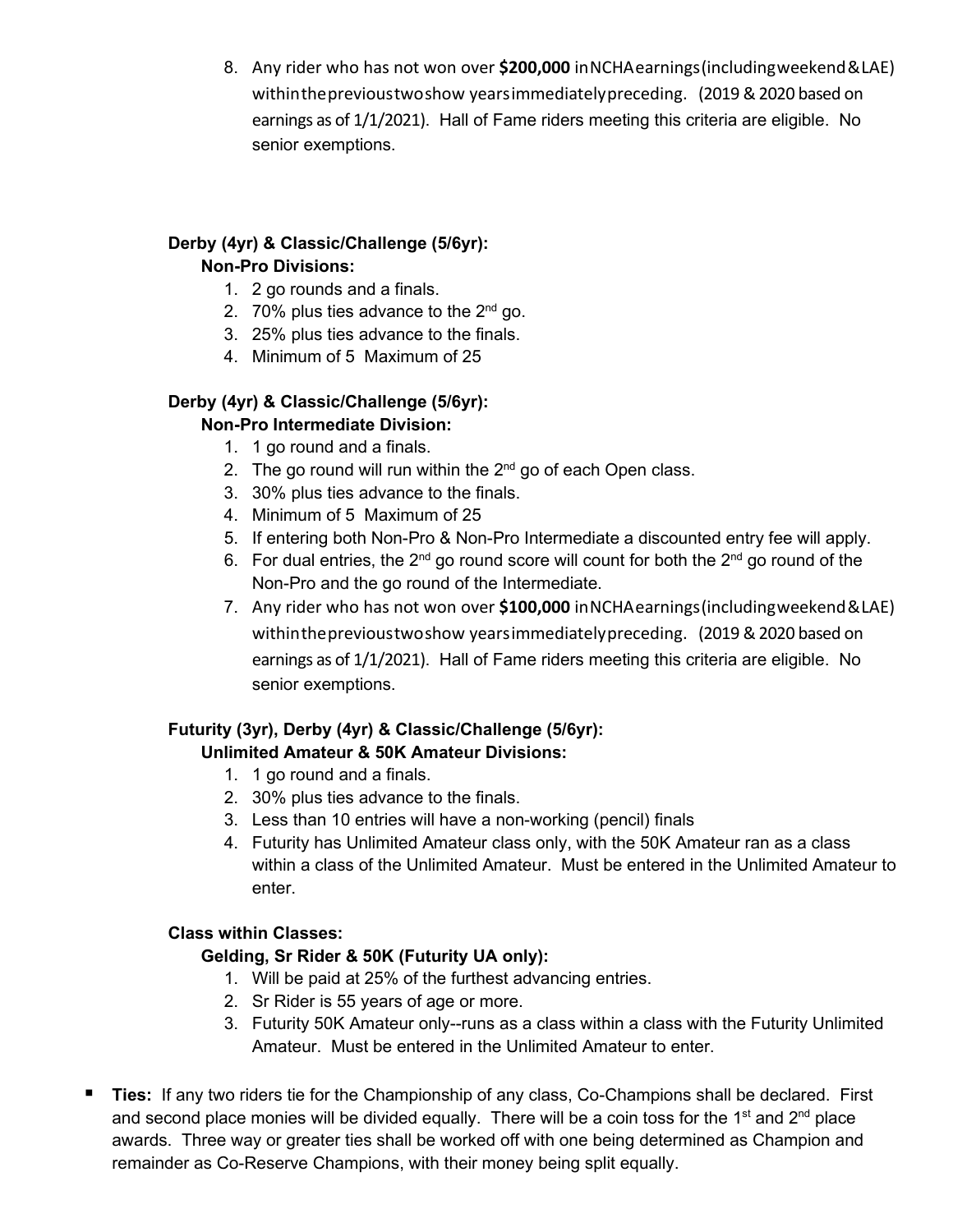8. Any rider who has not won over **$200,000** in NCHA earnings (including weekend & LAE) within the previous two show years immediately preceding. (2019 & 2020 based on earnings as of 1/1/2021). Hall of Fame riders meeting this criteria are eligible. No senior exemptions.

**Derby (4yr) & Classic/Challenge (5/6yr):**
**Non-Pro Divisions:**

1. 2 go rounds and a finals.
2. 70% plus ties advance to the 2nd go.
3. 25% plus ties advance to the finals.
4. Minimum of 5 Maximum of 25

**Derby (4yr) & Classic/Challenge (5/6yr):**
**Non-Pro Intermediate Division:**

1. 1 go round and a finals.
2. The go round will run within the 2nd go of each Open class.
3. 30% plus ties advance to the finals.
4. Minimum of 5 Maximum of 25
5. If entering both Non-Pro & Non-Pro Intermediate a discounted entry fee will apply.
6. For dual entries, the 2nd go round score will count for both the 2nd go round of the Non-Pro and the go round of the Intermediate.
7. Any rider who has not won over **$100,000** in NCHA earnings (including weekend & LAE) within the previous two show years immediately preceding. (2019 & 2020 based on earnings as of 1/1/2021). Hall of Fame riders meeting this criteria are eligible. No senior exemptions.

**Futurity (3yr), Derby (4yr) & Classic/Challenge (5/6yr):**
**Unlimited Amateur & 50K Amateur Divisions:**

1. 1 go round and a finals.
2. 30% plus ties advance to the finals.
3. Less than 10 entries will have a non-working (pencil) finals
4. Futurity has Unlimited Amateur class only, with the 50K Amateur ran as a class within a class of the Unlimited Amateur. Must be entered in the Unlimited Amateur to enter.

**Class within Classes:**
**Gelding, Sr Rider & 50K (Futurity UA only):**

1. Will be paid at 25% of the furthest advancing entries.
2. Sr Rider is 55 years of age or more.
3. Futurity 50K Amateur only--runs as a class within a class with the Futurity Unlimited Amateur. Must be entered in the Unlimited Amateur to enter.

- **Ties:** If any two riders tie for the Championship of any class, Co-Champions shall be declared. First and second place monies will be divided equally. There will be a coin toss for the 1st and 2nd place awards. Three way or greater ties shall be worked off with one being determined as Champion and remainder as Co-Reserve Champions, with their money being split equally.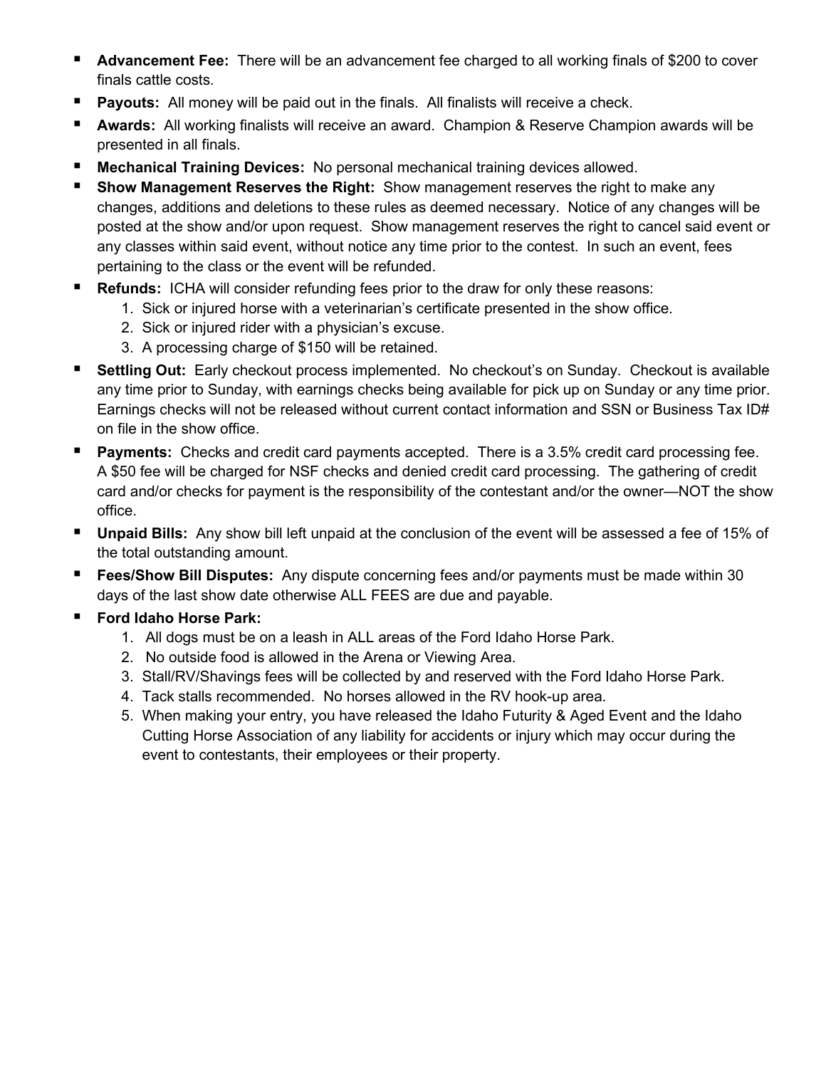- **Advancement Fee:** There will be an advancement fee charged to all working finals of $200 to cover finals cattle costs.
- **Payouts:** All money will be paid out in the finals. All finalists will receive a check.
- **Awards:** All working finalists will receive an award. Champion & Reserve Champion awards will be presented in all finals.
- **Mechanical Training Devices:** No personal mechanical training devices allowed.
- **Show Management Reserves the Right:** Show management reserves the right to make any changes, additions and deletions to these rules as deemed necessary. Notice of any changes will be posted at the show and/or upon request. Show management reserves the right to cancel said event or any classes within said event, without notice any time prior to the contest. In such an event, fees pertaining to the class or the event will be refunded.
- **Refunds:** ICHA will consider refunding fees prior to the draw for only these reasons:
    1. Sick or injured horse with a veterinarian's certificate presented in the show office.
    2. Sick or injured rider with a physician's excuse.
    3. A processing charge of $150 will be retained.
- **Settling Out:** Early checkout process implemented. No checkout's on Sunday. Checkout is available any time prior to Sunday, with earnings checks being available for pick up on Sunday or any time prior. Earnings checks will not be released without current contact information and SSN or Business Tax ID# on file in the show office.
- **Payments:** Checks and credit card payments accepted. There is a 3.5% credit card processing fee. A $50 fee will be charged for NSF checks and denied credit card processing. The gathering of credit card and/or checks for payment is the responsibility of the contestant and/or the owner—NOT the show office.
- **Unpaid Bills:** Any show bill left unpaid at the conclusion of the event will be assessed a fee of 15% of the total outstanding amount.
- **Fees/Show Bill Disputes:** Any dispute concerning fees and/or payments must be made within 30 days of the last show date otherwise ALL FEES are due and payable.
- **Ford Idaho Horse Park:**
    1. All dogs must be on a leash in ALL areas of the Ford Idaho Horse Park.
    2. No outside food is allowed in the Arena or Viewing Area.
    3. Stall/RV/Shavings fees will be collected by and reserved with the Ford Idaho Horse Park.
    4. Tack stalls recommended. No horses allowed in the RV hook-up area.
    5. When making your entry, you have released the Idaho Futurity & Aged Event and the Idaho Cutting Horse Association of any liability for accidents or injury which may occur during the event to contestants, their employees or their property.